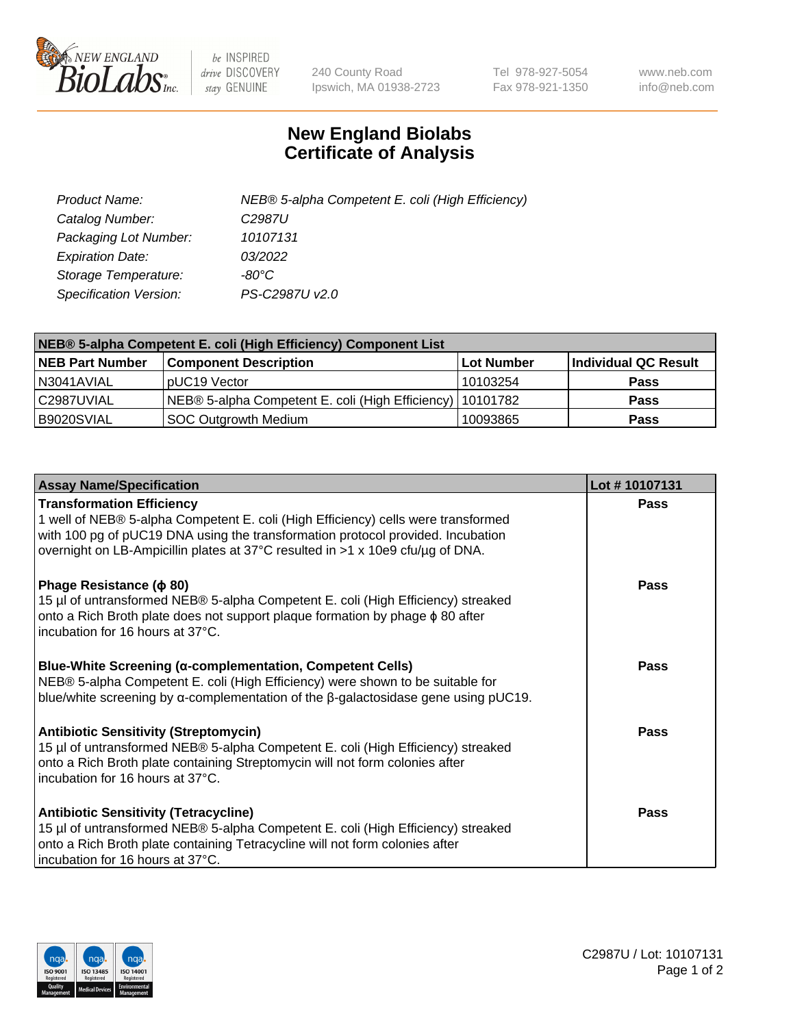# New England Biolabs
# Certificate of Analysis

| | |
|---|---|
| *Product Name:* | *NEB® 5-alpha Competent E. coli (High Efficiency)* |
| *Catalog Number:* | *C2987U* |
| *Packaging Lot Number:* | *10107131* |
| *Expiration Date:* | *03/2022* |
| *Storage Temperature:* | *-80°C* |
| *Specification Version:* | *PS-C2987U v2.0* |

| NEB® 5-alpha Competent E. coli (High Efficiency) Component List | | | |
|---|---|---|---|
| **NEB Part Number** | **Component Description** | **Lot Number** | **Individual QC Result** |
| N3041AVIAL | pUC19 Vector | 10103254 | **Pass** |
| C2987UVIAL | NEB® 5-alpha Competent E. coli (High Efficiency) | 10101782 | **Pass** |
| B9020SVIAL | SOC Outgrowth Medium | 10093865 | **Pass** |

| Assay Name/Specification | Lot # 10107131 |
|---|---|
| **Transformation Efficiency**<br>1 well of NEB® 5-alpha Competent E. coli (High Efficiency) cells were transformed with 100 pg of pUC19 DNA using the transformation protocol provided. Incubation overnight on LB-Ampicillin plates at 37°C resulted in >1 x 10e9 cfu/µg of DNA. | **Pass** |
| **Phage Resistance (ϕ 80)**<br>15 µl of untransformed NEB® 5-alpha Competent E. coli (High Efficiency) streaked onto a Rich Broth plate does not support plaque formation by phage ϕ 80 after incubation for 16 hours at 37°C. | **Pass** |
| **Blue-White Screening (α-complementation, Competent Cells)**<br>NEB® 5-alpha Competent E. coli (High Efficiency) were shown to be suitable for blue/white screening by α-complementation of the β-galactosidase gene using pUC19. | **Pass** |
| **Antibiotic Sensitivity (Streptomycin)**<br>15 µl of untransformed NEB® 5-alpha Competent E. coli (High Efficiency) streaked onto a Rich Broth plate containing Streptomycin will not form colonies after incubation for 16 hours at 37°C. | **Pass** |
| **Antibiotic Sensitivity (Tetracycline)**<br>15 µl of untransformed NEB® 5-alpha Competent E. coli (High Efficiency) streaked onto a Rich Broth plate containing Tetracycline will not form colonies after incubation for 16 hours at 37°C. | **Pass** |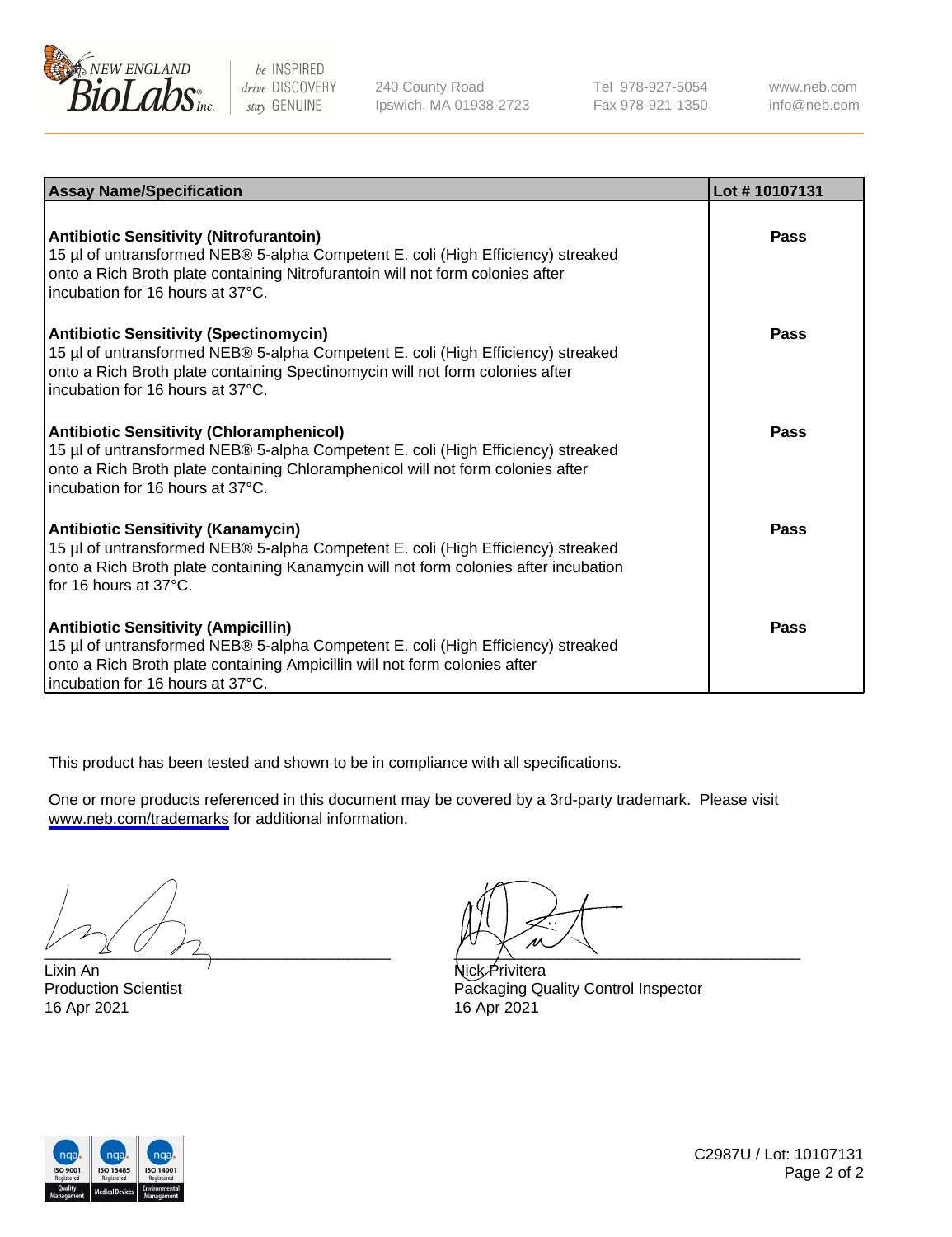| Assay Name/Specification | Lot # 10107131 |
|---|---|
| **Antibiotic Sensitivity (Nitrofurantoin)**<br>15 µl of untransformed NEB® 5-alpha Competent E. coli (High Efficiency) streaked onto a Rich Broth plate containing Nitrofurantoin will not form colonies after incubation for 16 hours at 37°C. | **Pass** |
| **Antibiotic Sensitivity (Spectinomycin)**<br>15 µl of untransformed NEB® 5-alpha Competent E. coli (High Efficiency) streaked onto a Rich Broth plate containing Spectinomycin will not form colonies after incubation for 16 hours at 37°C. | **Pass** |
| **Antibiotic Sensitivity (Chloramphenicol)**<br>15 µl of untransformed NEB® 5-alpha Competent E. coli (High Efficiency) streaked onto a Rich Broth plate containing Chloramphenicol will not form colonies after incubation for 16 hours at 37°C. | **Pass** |
| **Antibiotic Sensitivity (Kanamycin)**<br>15 µl of untransformed NEB® 5-alpha Competent E. coli (High Efficiency) streaked onto a Rich Broth plate containing Kanamycin will not form colonies after incubation for 16 hours at 37°C. | **Pass** |
| **Antibiotic Sensitivity (Ampicillin)**<br>15 µl of untransformed NEB® 5-alpha Competent E. coli (High Efficiency) streaked onto a Rich Broth plate containing Ampicillin will not form colonies after incubation for 16 hours at 37°C. | **Pass** |

This product has been tested and shown to be in compliance with all specifications.

One or more products referenced in this document may be covered by a 3rd-party trademark. Please visit www.neb.com/trademarks for additional information.

Lixin An
Production Scientist
16 Apr 2021

Nick Privitera
Packaging Quality Control Inspector
16 Apr 2021

C2987U / Lot: 10107131